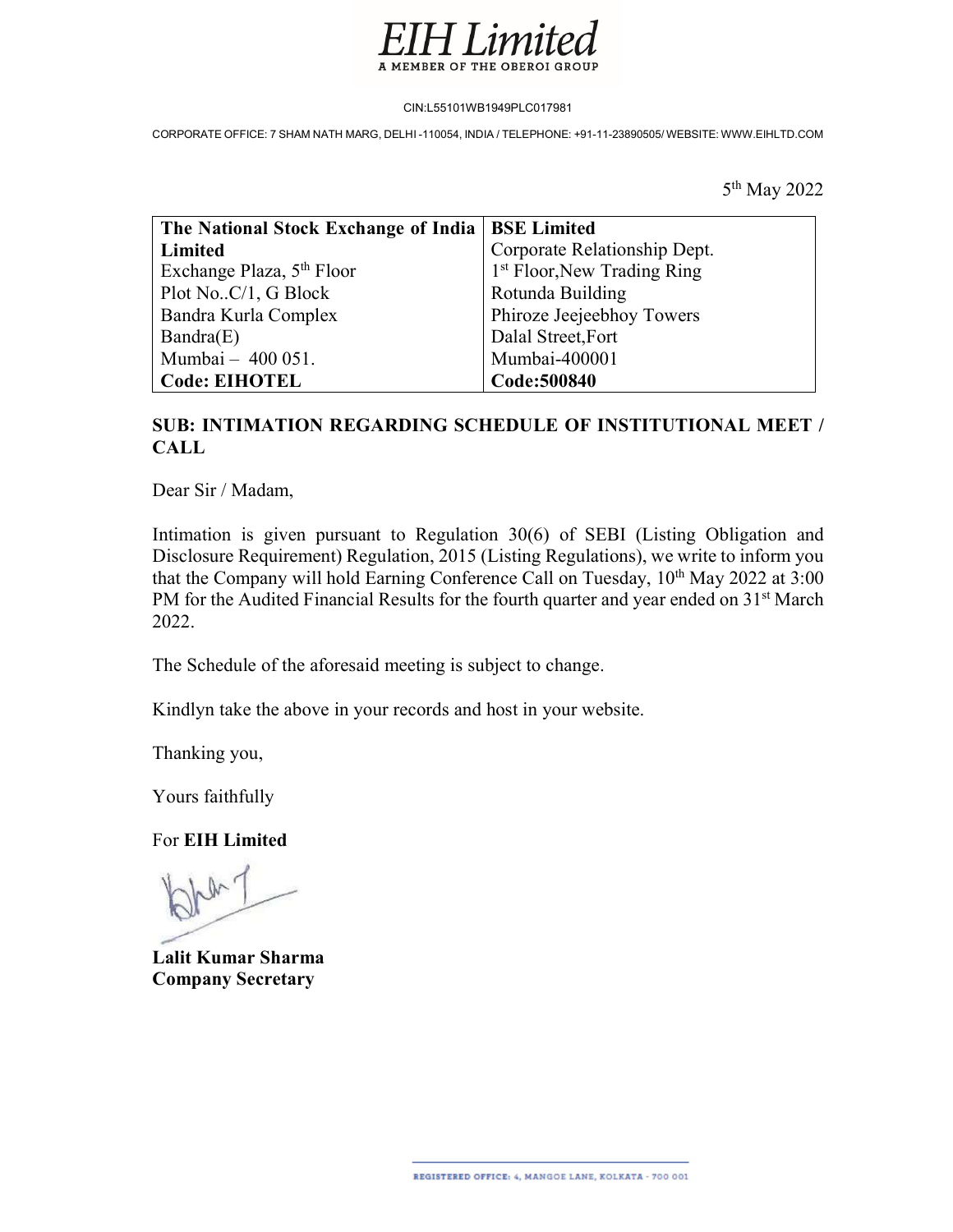# EIH Limited

A MEMBER OF THE OBEROI GROUP

CIN:L55101WB1949PLC017981

CORPORATE OFFICE: 7 SHAM NATH MARG, DELHI -110054, INDIA / TELEPHONE: +91-11-23890505/ WEBSITE: WWW.EIHLTD.COM

5th May 2022

| **The National Stock Exchange of India Limited** | **BSE Limited** |
|---|---|
| Exchange Plaza, 5th Floor | Corporate Relationship Dept. |
| Plot No..C/1, G Block | 1st Floor,New Trading Ring |
| Bandra Kurla Complex | Rotunda Building |
| Bandra(E) | Phiroze Jeejeebhoy Towers |
| Mumbai – 400 051. | Dalal Street,Fort |
| | Mumbai-400001 |
| **Code: EIHOTEL** | **Code:500840** |

**SUB: INTIMATION REGARDING SCHEDULE OF INSTITUTIONAL MEET / CALL**

Dear Sir / Madam,

Intimation is given pursuant to Regulation 30(6) of SEBI (Listing Obligation and Disclosure Requirement) Regulation, 2015 (Listing Regulations), we write to inform you that the Company will hold Earning Conference Call on Tuesday, 10th May 2022 at 3:00 PM for the Audited Financial Results for the fourth quarter and year ended on 31st March 2022.

The Schedule of the aforesaid meeting is subject to change.

Kindlyn take the above in your records and host in your website.

Thanking you,

Yours faithfully

For **EIH Limited**

**Lalit Kumar Sharma**
**Company Secretary**

REGISTERED OFFICE: 4, MANGOE LANE, KOLKATA - 700 001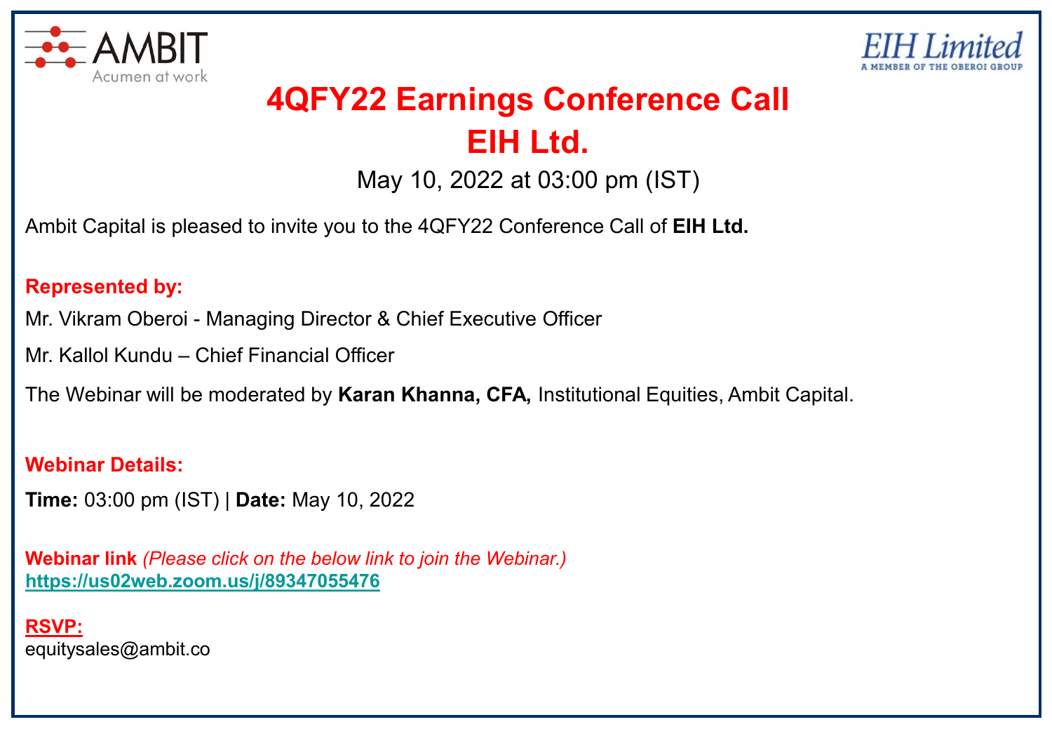AMBIT
Acumen at work

EIH Limited
A MEMBER OF THE OBEROI GROUP

# 4QFY22 Earnings Conference Call

# EIH Ltd.

May 10, 2022 at 03:00 pm (IST)

Ambit Capital is pleased to invite you to the 4QFY22 Conference Call of **EIH Ltd.**

**Represented by:**

Mr. Vikram Oberoi - Managing Director & Chief Executive Officer

Mr. Kallol Kundu – Chief Financial Officer

The Webinar will be moderated by **Karan Khanna, CFA,** Institutional Equities, Ambit Capital.

**Webinar Details:**

**Time:** 03:00 pm (IST) | **Date:** May 10, 2022

**Webinar link** *(Please click on the below link to join the Webinar.)*
**https://us02web.zoom.us/j/89347055476**

**RSVP:**
equitysales@ambit.co